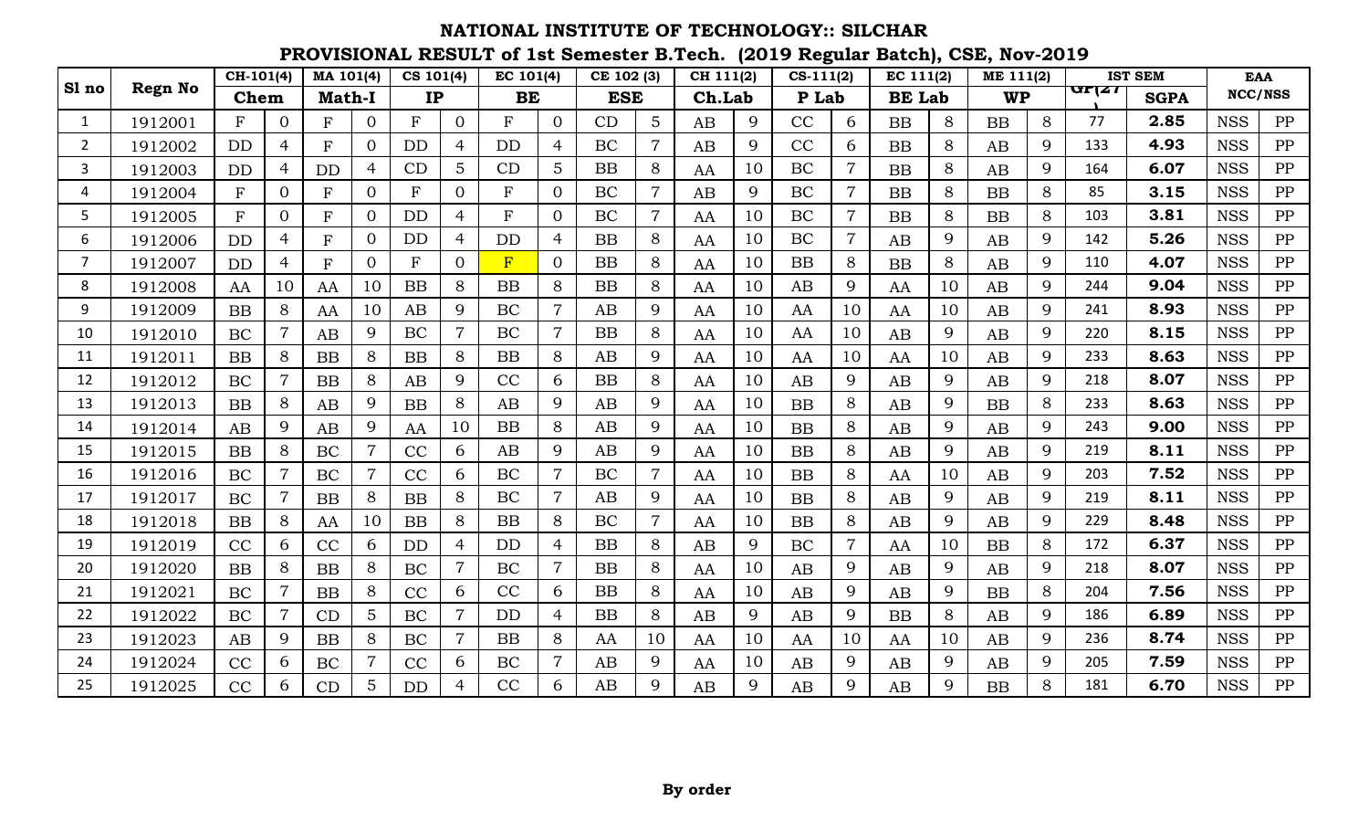# NATIONAL INSTITUTE OF TECHNOLOGY:: SILCHAR

## PROVISIONAL RESULT of 1st Semester B.Tech. (2019 Regular Batch), CSE, Nov-2019

| Sl no | Regn No | CH-101(4) | | MA 101(4) | | CS 101(4) | | EC 101(4) | | CE 102 (3) | | CH 111(2) | | CS-111(2) | | EC 111(2) | | ME 111(2) | | IST SEM | | EAA | |
|---|---|---|---|---|---|---|---|---|---|---|---|---|---|---|---|---|---|---|---|---|---|---|---|
| | | Chem | | Math-I | | IP | | BE | | ESE | | Ch.Lab | | P Lab | | BE Lab | | WP | | GP(27) | SGPA | NCC/NSS | |
| 1 | 1912001 | F | 0 | F | 0 | F | 0 | F | 0 | CD | 5 | AB | 9 | CC | 6 | BB | 8 | BB | 8 | 77 | **2.85** | NSS | PP |
| 2 | 1912002 | DD | 4 | F | 0 | DD | 4 | DD | 4 | BC | 7 | AB | 9 | CC | 6 | BB | 8 | AB | 9 | 133 | **4.93** | NSS | PP |
| 3 | 1912003 | DD | 4 | DD | 4 | CD | 5 | CD | 5 | BB | 8 | AA | 10 | BC | 7 | BB | 8 | AB | 9 | 164 | **6.07** | NSS | PP |
| 4 | 1912004 | F | 0 | F | 0 | F | 0 | F | 0 | BC | 7 | AB | 9 | BC | 7 | BB | 8 | BB | 8 | 85 | **3.15** | NSS | PP |
| 5 | 1912005 | F | 0 | F | 0 | DD | 4 | F | 0 | BC | 7 | AA | 10 | BC | 7 | BB | 8 | BB | 8 | 103 | **3.81** | NSS | PP |
| 6 | 1912006 | DD | 4 | F | 0 | DD | 4 | DD | 4 | BB | 8 | AA | 10 | BC | 7 | AB | 9 | AB | 9 | 142 | **5.26** | NSS | PP |
| 7 | 1912007 | DD | 4 | F | 0 | F | 0 | F | 0 | BB | 8 | AA | 10 | BB | 8 | BB | 8 | AB | 9 | 110 | **4.07** | NSS | PP |
| 8 | 1912008 | AA | 10 | AA | 10 | BB | 8 | BB | 8 | BB | 8 | AA | 10 | AB | 9 | AA | 10 | AB | 9 | 244 | **9.04** | NSS | PP |
| 9 | 1912009 | BB | 8 | AA | 10 | AB | 9 | BC | 7 | AB | 9 | AA | 10 | AA | 10 | AA | 10 | AB | 9 | 241 | **8.93** | NSS | PP |
| 10 | 1912010 | BC | 7 | AB | 9 | BC | 7 | BC | 7 | BB | 8 | AA | 10 | AA | 10 | AB | 9 | AB | 9 | 220 | **8.15** | NSS | PP |
| 11 | 1912011 | BB | 8 | BB | 8 | BB | 8 | BB | 8 | AB | 9 | AA | 10 | AA | 10 | AA | 10 | AB | 9 | 233 | **8.63** | NSS | PP |
| 12 | 1912012 | BC | 7 | BB | 8 | AB | 9 | CC | 6 | BB | 8 | AA | 10 | AB | 9 | AB | 9 | AB | 9 | 218 | **8.07** | NSS | PP |
| 13 | 1912013 | BB | 8 | AB | 9 | BB | 8 | AB | 9 | AB | 9 | AA | 10 | BB | 8 | AB | 9 | BB | 8 | 233 | **8.63** | NSS | PP |
| 14 | 1912014 | AB | 9 | AB | 9 | AA | 10 | BB | 8 | AB | 9 | AA | 10 | BB | 8 | AB | 9 | AB | 9 | 243 | **9.00** | NSS | PP |
| 15 | 1912015 | BB | 8 | BC | 7 | CC | 6 | AB | 9 | AB | 9 | AA | 10 | BB | 8 | AB | 9 | AB | 9 | 219 | **8.11** | NSS | PP |
| 16 | 1912016 | BC | 7 | BC | 7 | CC | 6 | BC | 7 | BC | 7 | AA | 10 | BB | 8 | AA | 10 | AB | 9 | 203 | **7.52** | NSS | PP |
| 17 | 1912017 | BC | 7 | BB | 8 | BB | 8 | BC | 7 | AB | 9 | AA | 10 | BB | 8 | AB | 9 | AB | 9 | 219 | **8.11** | NSS | PP |
| 18 | 1912018 | BB | 8 | AA | 10 | BB | 8 | BB | 8 | BC | 7 | AA | 10 | BB | 8 | AB | 9 | AB | 9 | 229 | **8.48** | NSS | PP |
| 19 | 1912019 | CC | 6 | CC | 6 | DD | 4 | DD | 4 | BB | 8 | AB | 9 | BC | 7 | AA | 10 | BB | 8 | 172 | **6.37** | NSS | PP |
| 20 | 1912020 | BB | 8 | BB | 8 | BC | 7 | BC | 7 | BB | 8 | AA | 10 | AB | 9 | AB | 9 | AB | 9 | 218 | **8.07** | NSS | PP |
| 21 | 1912021 | BC | 7 | BB | 8 | CC | 6 | CC | 6 | BB | 8 | AA | 10 | AB | 9 | AB | 9 | BB | 8 | 204 | **7.56** | NSS | PP |
| 22 | 1912022 | BC | 7 | CD | 5 | BC | 7 | DD | 4 | BB | 8 | AB | 9 | AB | 9 | BB | 8 | AB | 9 | 186 | **6.89** | NSS | PP |
| 23 | 1912023 | AB | 9 | BB | 8 | BC | 7 | BB | 8 | AA | 10 | AA | 10 | AA | 10 | AA | 10 | AB | 9 | 236 | **8.74** | NSS | PP |
| 24 | 1912024 | CC | 6 | BC | 7 | CC | 6 | BC | 7 | AB | 9 | AA | 10 | AB | 9 | AB | 9 | AB | 9 | 205 | **7.59** | NSS | PP |
| 25 | 1912025 | CC | 6 | CD | 5 | DD | 4 | CC | 6 | AB | 9 | AB | 9 | AB | 9 | AB | 9 | BB | 8 | 181 | **6.70** | NSS | PP |

**By order**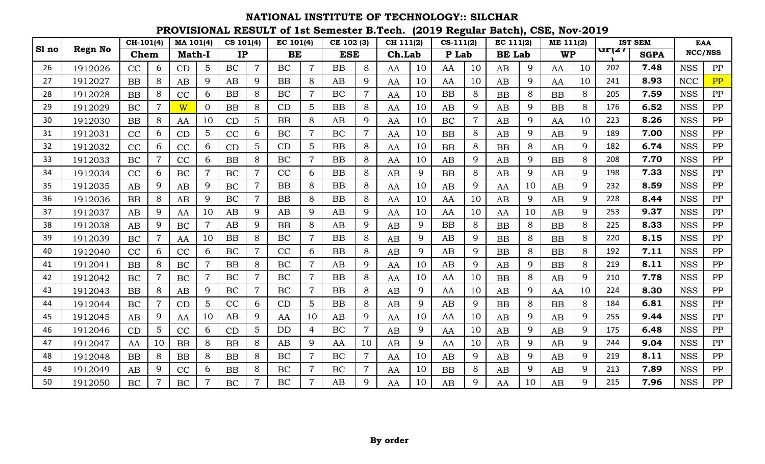# NATIONAL INSTITUTE OF TECHNOLOGY:: SILCHAR

## PROVISIONAL RESULT of 1st Semester B.Tech. (2019 Regular Batch), CSE, Nov-2019

| Sl no | Regn No | CH-101(4) Chem | | MA 101(4) Math-I | | CS 101(4) IP | | EC 101(4) BE | | CE 102 (3) ESE | | CH 111(2) Ch.Lab | | CS-111(2) P Lab | | EC 111(2) BE Lab | | ME 111(2) WP | | IST SEM GP(27) | IST SEM SGPA | EAA NCC/NSS | |
|---|---|---|---|---|---|---|---|---|---|---|---|---|---|---|---|---|---|---|---|---|---|---|---|
| 26 | 1912026 | CC | 6 | CD | 5 | BC | 7 | BC | 7 | BB | 8 | AA | 10 | AA | 10 | AB | 9 | AA | 10 | 202 | **7.48** | NSS | PP |
| 27 | 1912027 | BB | 8 | AB | 9 | AB | 9 | BB | 8 | AB | 9 | AA | 10 | AA | 10 | AB | 9 | AA | 10 | 241 | **8.93** | NCC | PP |
| 28 | 1912028 | BB | 8 | CC | 6 | BB | 8 | BC | 7 | BC | 7 | AA | 10 | BB | 8 | BB | 8 | BB | 8 | 205 | **7.59** | NSS | PP |
| 29 | 1912029 | BC | 7 | W | 0 | BB | 8 | CD | 5 | BB | 8 | AA | 10 | AB | 9 | AB | 9 | BB | 8 | 176 | **6.52** | NSS | PP |
| 30 | 1912030 | BB | 8 | AA | 10 | CD | 5 | BB | 8 | AB | 9 | AA | 10 | BC | 7 | AB | 9 | AA | 10 | 223 | **8.26** | NSS | PP |
| 31 | 1912031 | CC | 6 | CD | 5 | CC | 6 | BC | 7 | BC | 7 | AA | 10 | BB | 8 | AB | 9 | AB | 9 | 189 | **7.00** | NSS | PP |
| 32 | 1912032 | CC | 6 | CC | 6 | CD | 5 | CD | 5 | BB | 8 | AA | 10 | BB | 8 | BB | 8 | AB | 9 | 182 | **6.74** | NSS | PP |
| 33 | 1912033 | BC | 7 | CC | 6 | BB | 8 | BC | 7 | BB | 8 | AA | 10 | AB | 9 | AB | 9 | BB | 8 | 208 | **7.70** | NSS | PP |
| 34 | 1912034 | CC | 6 | BC | 7 | BC | 7 | CC | 6 | BB | 8 | AB | 9 | BB | 8 | AB | 9 | AB | 9 | 198 | **7.33** | NSS | PP |
| 35 | 1912035 | AB | 9 | AB | 9 | BC | 7 | BB | 8 | BB | 8 | AA | 10 | AB | 9 | AA | 10 | AB | 9 | 232 | **8.59** | NSS | PP |
| 36 | 1912036 | BB | 8 | AB | 9 | BC | 7 | BB | 8 | BB | 8 | AA | 10 | AA | 10 | AB | 9 | AB | 9 | 228 | **8.44** | NSS | PP |
| 37 | 1912037 | AB | 9 | AA | 10 | AB | 9 | AB | 9 | AB | 9 | AA | 10 | AA | 10 | AA | 10 | AB | 9 | 253 | **9.37** | NSS | PP |
| 38 | 1912038 | AB | 9 | BC | 7 | AB | 9 | BB | 8 | AB | 9 | AB | 9 | BB | 8 | BB | 8 | BB | 8 | 225 | **8.33** | NSS | PP |
| 39 | 1912039 | BC | 7 | AA | 10 | BB | 8 | BC | 7 | BB | 8 | AB | 9 | AB | 9 | BB | 8 | BB | 8 | 220 | **8.15** | NSS | PP |
| 40 | 1912040 | CC | 6 | CC | 6 | BC | 7 | CC | 6 | BB | 8 | AB | 9 | AB | 9 | BB | 8 | BB | 8 | 192 | **7.11** | NSS | PP |
| 41 | 1912041 | BB | 8 | BC | 7 | BB | 8 | BC | 7 | AB | 9 | AA | 10 | AB | 9 | AB | 9 | BB | 8 | 219 | **8.11** | NSS | PP |
| 42 | 1912042 | BC | 7 | BC | 7 | BC | 7 | BC | 7 | BB | 8 | AA | 10 | AA | 10 | BB | 8 | AB | 9 | 210 | **7.78** | NSS | PP |
| 43 | 1912043 | BB | 8 | AB | 9 | BC | 7 | BC | 7 | BB | 8 | AB | 9 | AA | 10 | AB | 9 | AA | 10 | 224 | **8.30** | NSS | PP |
| 44 | 1912044 | BC | 7 | CD | 5 | CC | 6 | CD | 5 | BB | 8 | AB | 9 | AB | 9 | BB | 8 | BB | 8 | 184 | **6.81** | NSS | PP |
| 45 | 1912045 | AB | 9 | AA | 10 | AB | 9 | AA | 10 | AB | 9 | AA | 10 | AA | 10 | AB | 9 | AB | 9 | 255 | **9.44** | NSS | PP |
| 46 | 1912046 | CD | 5 | CC | 6 | CD | 5 | DD | 4 | BC | 7 | AB | 9 | AA | 10 | AB | 9 | AB | 9 | 175 | **6.48** | NSS | PP |
| 47 | 1912047 | AA | 10 | BB | 8 | BB | 8 | AB | 9 | AA | 10 | AB | 9 | AA | 10 | AB | 9 | AB | 9 | 244 | **9.04** | NSS | PP |
| 48 | 1912048 | BB | 8 | BB | 8 | BB | 8 | BC | 7 | BC | 7 | AA | 10 | AB | 9 | AB | 9 | AB | 9 | 219 | **8.11** | NSS | PP |
| 49 | 1912049 | AB | 9 | CC | 6 | BB | 8 | BC | 7 | BC | 7 | AA | 10 | BB | 8 | AB | 9 | AB | 9 | 213 | **7.89** | NSS | PP |
| 50 | 1912050 | BC | 7 | BC | 7 | BC | 7 | BC | 7 | AB | 9 | AA | 10 | AB | 9 | AA | 10 | AB | 9 | 215 | **7.96** | NSS | PP |

**By order**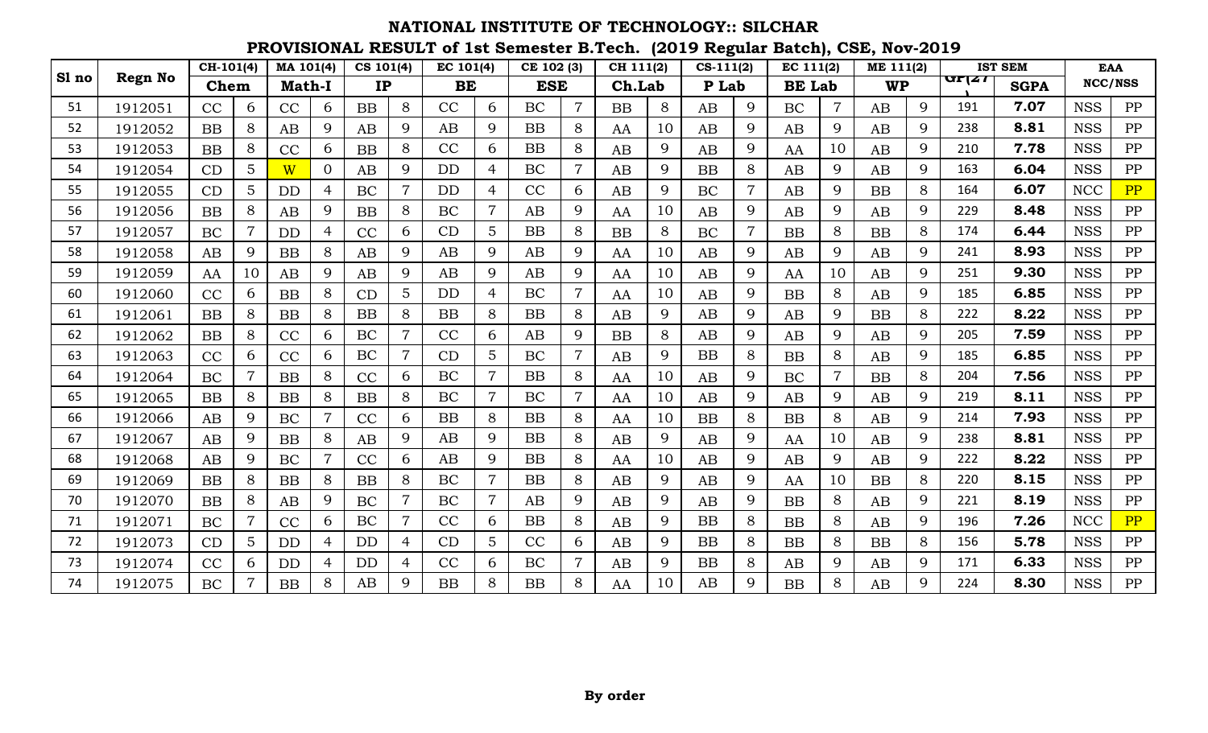# NATIONAL INSTITUTE OF TECHNOLOGY:: SILCHAR

## PROVISIONAL RESULT of 1st Semester B.Tech. (2019 Regular Batch), CSE, Nov-2019

| Sl no | Regn No | CH-101(4) | | MA 101(4) | | CS 101(4) | | EC 101(4) | | CE 102 (3) | | CH 111(2) | | CS-111(2) | | EC 111(2) | | ME 111(2) | | IST SEM | | EAA | |
|---|---|---|---|---|---|---|---|---|---|---|---|---|---|---|---|---|---|---|---|---|---|---|---|
| | | Chem | | Math-I | | IP | | BE | | ESE | | Ch.Lab | | P Lab | | BE Lab | | WP | | GP(27) | SGPA | NCC/NSS | |
| 51 | 1912051 | CC | 6 | CC | 6 | BB | 8 | CC | 6 | BC | 7 | BB | 8 | AB | 9 | BC | 7 | AB | 9 | 191 | 7.07 | NSS | PP |
| 52 | 1912052 | BB | 8 | AB | 9 | AB | 9 | AB | 9 | BB | 8 | AA | 10 | AB | 9 | AB | 9 | AB | 9 | 238 | 8.81 | NSS | PP |
| 53 | 1912053 | BB | 8 | CC | 6 | BB | 8 | CC | 6 | BB | 8 | AB | 9 | AB | 9 | AA | 10 | AB | 9 | 210 | 7.78 | NSS | PP |
| 54 | 1912054 | CD | 5 | W | 0 | AB | 9 | DD | 4 | BC | 7 | AB | 9 | BB | 8 | AB | 9 | AB | 9 | 163 | 6.04 | NSS | PP |
| 55 | 1912055 | CD | 5 | DD | 4 | BC | 7 | DD | 4 | CC | 6 | AB | 9 | BC | 7 | AB | 9 | BB | 8 | 164 | 6.07 | NCC | PP |
| 56 | 1912056 | BB | 8 | AB | 9 | BB | 8 | BC | 7 | AB | 9 | AA | 10 | AB | 9 | AB | 9 | AB | 9 | 229 | 8.48 | NSS | PP |
| 57 | 1912057 | BC | 7 | DD | 4 | CC | 6 | CD | 5 | BB | 8 | BB | 8 | BC | 7 | BB | 8 | BB | 8 | 174 | 6.44 | NSS | PP |
| 58 | 1912058 | AB | 9 | BB | 8 | AB | 9 | AB | 9 | AB | 9 | AA | 10 | AB | 9 | AB | 9 | AB | 9 | 241 | 8.93 | NSS | PP |
| 59 | 1912059 | AA | 10 | AB | 9 | AB | 9 | AB | 9 | AB | 9 | AA | 10 | AB | 9 | AA | 10 | AB | 9 | 251 | 9.30 | NSS | PP |
| 60 | 1912060 | CC | 6 | BB | 8 | CD | 5 | DD | 4 | BC | 7 | AA | 10 | AB | 9 | BB | 8 | AB | 9 | 185 | 6.85 | NSS | PP |
| 61 | 1912061 | BB | 8 | BB | 8 | BB | 8 | BB | 8 | BB | 8 | AB | 9 | AB | 9 | AB | 9 | BB | 8 | 222 | 8.22 | NSS | PP |
| 62 | 1912062 | BB | 8 | CC | 6 | BC | 7 | CC | 6 | AB | 9 | BB | 8 | AB | 9 | AB | 9 | AB | 9 | 205 | 7.59 | NSS | PP |
| 63 | 1912063 | CC | 6 | CC | 6 | BC | 7 | CD | 5 | BC | 7 | AB | 9 | BB | 8 | BB | 8 | AB | 9 | 185 | 6.85 | NSS | PP |
| 64 | 1912064 | BC | 7 | BB | 8 | CC | 6 | BC | 7 | BB | 8 | AA | 10 | AB | 9 | BC | 7 | BB | 8 | 204 | 7.56 | NSS | PP |
| 65 | 1912065 | BB | 8 | BB | 8 | BB | 8 | BC | 7 | BC | 7 | AA | 10 | AB | 9 | AB | 9 | AB | 9 | 219 | 8.11 | NSS | PP |
| 66 | 1912066 | AB | 9 | BC | 7 | CC | 6 | BB | 8 | BB | 8 | AA | 10 | BB | 8 | BB | 8 | AB | 9 | 214 | 7.93 | NSS | PP |
| 67 | 1912067 | AB | 9 | BB | 8 | AB | 9 | AB | 9 | BB | 8 | AB | 9 | AB | 9 | AA | 10 | AB | 9 | 238 | 8.81 | NSS | PP |
| 68 | 1912068 | AB | 9 | BC | 7 | CC | 6 | AB | 9 | BB | 8 | AA | 10 | AB | 9 | AB | 9 | AB | 9 | 222 | 8.22 | NSS | PP |
| 69 | 1912069 | BB | 8 | BB | 8 | BB | 8 | BC | 7 | BB | 8 | AB | 9 | AB | 9 | AA | 10 | BB | 8 | 220 | 8.15 | NSS | PP |
| 70 | 1912070 | BB | 8 | AB | 9 | BC | 7 | BC | 7 | AB | 9 | AB | 9 | AB | 9 | BB | 8 | AB | 9 | 221 | 8.19 | NSS | PP |
| 71 | 1912071 | BC | 7 | CC | 6 | BC | 7 | CC | 6 | BB | 8 | AB | 9 | BB | 8 | BB | 8 | AB | 9 | 196 | 7.26 | NCC | PP |
| 72 | 1912073 | CD | 5 | DD | 4 | DD | 4 | CD | 5 | CC | 6 | AB | 9 | BB | 8 | BB | 8 | BB | 8 | 156 | 5.78 | NSS | PP |
| 73 | 1912074 | CC | 6 | DD | 4 | DD | 4 | CC | 6 | BC | 7 | AB | 9 | BB | 8 | AB | 9 | AB | 9 | 171 | 6.33 | NSS | PP |
| 74 | 1912075 | BC | 7 | BB | 8 | AB | 9 | BB | 8 | BB | 8 | AA | 10 | AB | 9 | BB | 8 | AB | 9 | 224 | 8.30 | NSS | PP |

**By order**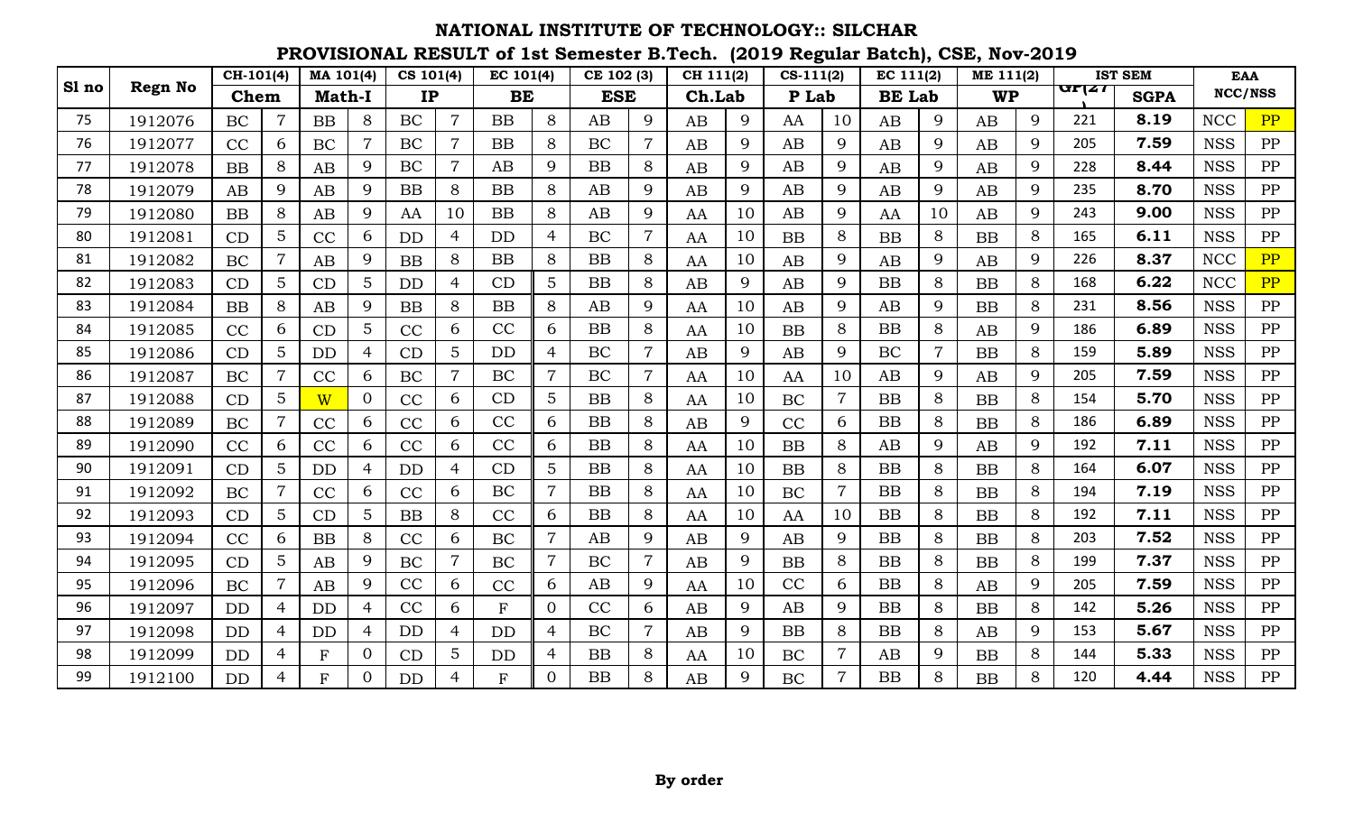# NATIONAL INSTITUTE OF TECHNOLOGY:: SILCHAR

## PROVISIONAL RESULT of 1st Semester B.Tech. (2019 Regular Batch), CSE, Nov-2019

| Sl no | Regn No | CH-101(4) | | MA 101(4) | | CS 101(4) | | EC 101(4) | | CE 102 (3) | | CH 111(2) | | CS-111(2) | | EC 111(2) | | ME 111(2) | | IST SEM | | EAA | |
|---|---|---|---|---|---|---|---|---|---|---|---|---|---|---|---|---|---|---|---|---|---|---|---|
| | | Chem | | Math-I | | IP | | BE | | ESE | | Ch.Lab | | P Lab | | BE Lab | | WP | | GP(27) | SGPA | NCC/NSS | |
| 75 | 1912076 | BC | 7 | BB | 8 | BC | 7 | BB | 8 | AB | 9 | AB | 9 | AA | 10 | AB | 9 | AB | 9 | 221 | **8.19** | NCC | PP |
| 76 | 1912077 | CC | 6 | BC | 7 | BC | 7 | BB | 8 | BC | 7 | AB | 9 | AB | 9 | AB | 9 | AB | 9 | 205 | **7.59** | NSS | PP |
| 77 | 1912078 | BB | 8 | AB | 9 | BC | 7 | AB | 9 | BB | 8 | AB | 9 | AB | 9 | AB | 9 | AB | 9 | 228 | **8.44** | NSS | PP |
| 78 | 1912079 | AB | 9 | AB | 9 | BB | 8 | BB | 8 | AB | 9 | AB | 9 | AB | 9 | AB | 9 | AB | 9 | 235 | **8.70** | NSS | PP |
| 79 | 1912080 | BB | 8 | AB | 9 | AA | 10 | BB | 8 | AB | 9 | AA | 10 | AB | 9 | AA | 10 | AB | 9 | 243 | **9.00** | NSS | PP |
| 80 | 1912081 | CD | 5 | CC | 6 | DD | 4 | DD | 4 | BC | 7 | AA | 10 | BB | 8 | BB | 8 | BB | 8 | 165 | **6.11** | NSS | PP |
| 81 | 1912082 | BC | 7 | AB | 9 | BB | 8 | BB | 8 | BB | 8 | AA | 10 | AB | 9 | AB | 9 | AB | 9 | 226 | **8.37** | NCC | PP |
| 82 | 1912083 | CD | 5 | CD | 5 | DD | 4 | CD | 5 | BB | 8 | AB | 9 | AB | 9 | BB | 8 | BB | 8 | 168 | **6.22** | NCC | PP |
| 83 | 1912084 | BB | 8 | AB | 9 | BB | 8 | BB | 8 | AB | 9 | AA | 10 | AB | 9 | AB | 9 | BB | 8 | 231 | **8.56** | NSS | PP |
| 84 | 1912085 | CC | 6 | CD | 5 | CC | 6 | CC | 6 | BB | 8 | AA | 10 | BB | 8 | BB | 8 | AB | 9 | 186 | **6.89** | NSS | PP |
| 85 | 1912086 | CD | 5 | DD | 4 | CD | 5 | DD | 4 | BC | 7 | AB | 9 | AB | 9 | BC | 7 | BB | 8 | 159 | **5.89** | NSS | PP |
| 86 | 1912087 | BC | 7 | CC | 6 | BC | 7 | BC | 7 | BC | 7 | AA | 10 | AA | 10 | AB | 9 | AB | 9 | 205 | **7.59** | NSS | PP |
| 87 | 1912088 | CD | 5 | W | 0 | CC | 6 | CD | 5 | BB | 8 | AA | 10 | BC | 7 | BB | 8 | BB | 8 | 154 | **5.70** | NSS | PP |
| 88 | 1912089 | BC | 7 | CC | 6 | CC | 6 | CC | 6 | BB | 8 | AB | 9 | CC | 6 | BB | 8 | BB | 8 | 186 | **6.89** | NSS | PP |
| 89 | 1912090 | CC | 6 | CC | 6 | CC | 6 | CC | 6 | BB | 8 | AA | 10 | BB | 8 | AB | 9 | AB | 9 | 192 | **7.11** | NSS | PP |
| 90 | 1912091 | CD | 5 | DD | 4 | DD | 4 | CD | 5 | BB | 8 | AA | 10 | BB | 8 | BB | 8 | BB | 8 | 164 | **6.07** | NSS | PP |
| 91 | 1912092 | BC | 7 | CC | 6 | CC | 6 | BC | 7 | BB | 8 | AA | 10 | BC | 7 | BB | 8 | BB | 8 | 194 | **7.19** | NSS | PP |
| 92 | 1912093 | CD | 5 | CD | 5 | BB | 8 | CC | 6 | BB | 8 | AA | 10 | AA | 10 | BB | 8 | BB | 8 | 192 | **7.11** | NSS | PP |
| 93 | 1912094 | CC | 6 | BB | 8 | CC | 6 | BC | 7 | AB | 9 | AB | 9 | AB | 9 | BB | 8 | BB | 8 | 203 | **7.52** | NSS | PP |
| 94 | 1912095 | CD | 5 | AB | 9 | BC | 7 | BC | 7 | BC | 7 | AB | 9 | BB | 8 | BB | 8 | BB | 8 | 199 | **7.37** | NSS | PP |
| 95 | 1912096 | BC | 7 | AB | 9 | CC | 6 | CC | 6 | AB | 9 | AA | 10 | CC | 6 | BB | 8 | AB | 9 | 205 | **7.59** | NSS | PP |
| 96 | 1912097 | DD | 4 | DD | 4 | CC | 6 | F | 0 | CC | 6 | AB | 9 | AB | 9 | BB | 8 | BB | 8 | 142 | **5.26** | NSS | PP |
| 97 | 1912098 | DD | 4 | DD | 4 | DD | 4 | DD | 4 | BC | 7 | AB | 9 | BB | 8 | BB | 8 | AB | 9 | 153 | **5.67** | NSS | PP |
| 98 | 1912099 | DD | 4 | F | 0 | CD | 5 | DD | 4 | BB | 8 | AA | 10 | BC | 7 | AB | 9 | BB | 8 | 144 | **5.33** | NSS | PP |
| 99 | 1912100 | DD | 4 | F | 0 | DD | 4 | F | 0 | BB | 8 | AB | 9 | BC | 7 | BB | 8 | BB | 8 | 120 | **4.44** | NSS | PP |

**By order**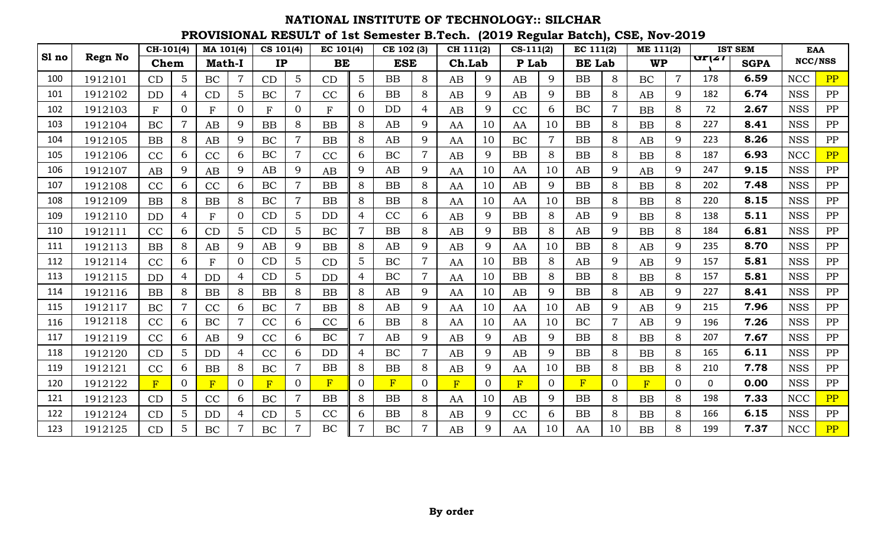# NATIONAL INSTITUTE OF TECHNOLOGY:: SILCHAR

## PROVISIONAL RESULT of 1st Semester B.Tech. (2019 Regular Batch), CSE, Nov-2019

| Sl no | Regn No | CH-101(4) | | MA 101(4) | | CS 101(4) | | EC 101(4) | | CE 102 (3) | | CH 111(2) | | CS-111(2) | | EC 111(2) | | ME 111(2) | | IST SEM | | EAA | |
|---|---|---|---|---|---|---|---|---|---|---|---|---|---|---|---|---|---|---|---|---|---|---|---|
| | | Chem | | Math-I | | IP | | BE | | ESE | | Ch.Lab | | P Lab | | BE Lab | | WP | | GP(27) | SGPA | NCC/NSS | |
| 100 | 1912101 | CD | 5 | BC | 7 | CD | 5 | CD | 5 | BB | 8 | AB | 9 | AB | 9 | BB | 8 | BC | 7 | 178 | 6.59 | NCC | PP |
| 101 | 1912102 | DD | 4 | CD | 5 | BC | 7 | CC | 6 | BB | 8 | AB | 9 | AB | 9 | BB | 8 | AB | 9 | 182 | 6.74 | NSS | PP |
| 102 | 1912103 | F | 0 | F | 0 | F | 0 | F | 0 | DD | 4 | AB | 9 | CC | 6 | BC | 7 | BB | 8 | 72 | 2.67 | NSS | PP |
| 103 | 1912104 | BC | 7 | AB | 9 | BB | 8 | BB | 8 | AB | 9 | AA | 10 | AA | 10 | BB | 8 | BB | 8 | 227 | 8.41 | NSS | PP |
| 104 | 1912105 | BB | 8 | AB | 9 | BC | 7 | BB | 8 | AB | 9 | AA | 10 | BC | 7 | BB | 8 | AB | 9 | 223 | 8.26 | NSS | PP |
| 105 | 1912106 | CC | 6 | CC | 6 | BC | 7 | CC | 6 | BC | 7 | AB | 9 | BB | 8 | BB | 8 | BB | 8 | 187 | 6.93 | NCC | PP |
| 106 | 1912107 | AB | 9 | AB | 9 | AB | 9 | AB | 9 | AB | 9 | AA | 10 | AA | 10 | AB | 9 | AB | 9 | 247 | 9.15 | NSS | PP |
| 107 | 1912108 | CC | 6 | CC | 6 | BC | 7 | BB | 8 | BB | 8 | AA | 10 | AB | 9 | BB | 8 | BB | 8 | 202 | 7.48 | NSS | PP |
| 108 | 1912109 | BB | 8 | BB | 8 | BC | 7 | BB | 8 | BB | 8 | AA | 10 | AA | 10 | BB | 8 | BB | 8 | 220 | 8.15 | NSS | PP |
| 109 | 1912110 | DD | 4 | F | 0 | CD | 5 | DD | 4 | CC | 6 | AB | 9 | BB | 8 | AB | 9 | BB | 8 | 138 | 5.11 | NSS | PP |
| 110 | 1912111 | CC | 6 | CD | 5 | CD | 5 | BC | 7 | BB | 8 | AB | 9 | BB | 8 | AB | 9 | BB | 8 | 184 | 6.81 | NSS | PP |
| 111 | 1912113 | BB | 8 | AB | 9 | AB | 9 | BB | 8 | AB | 9 | AB | 9 | AA | 10 | BB | 8 | AB | 9 | 235 | 8.70 | NSS | PP |
| 112 | 1912114 | CC | 6 | F | 0 | CD | 5 | CD | 5 | BC | 7 | AA | 10 | BB | 8 | AB | 9 | AB | 9 | 157 | 5.81 | NSS | PP |
| 113 | 1912115 | DD | 4 | DD | 4 | CD | 5 | DD | 4 | BC | 7 | AA | 10 | BB | 8 | BB | 8 | BB | 8 | 157 | 5.81 | NSS | PP |
| 114 | 1912116 | BB | 8 | BB | 8 | BB | 8 | BB | 8 | AB | 9 | AA | 10 | AB | 9 | BB | 8 | AB | 9 | 227 | 8.41 | NSS | PP |
| 115 | 1912117 | BC | 7 | CC | 6 | BC | 7 | BB | 8 | AB | 9 | AA | 10 | AA | 10 | AB | 9 | AB | 9 | 215 | 7.96 | NSS | PP |
| 116 | 1912118 | CC | 6 | BC | 7 | CC | 6 | CC | 6 | BB | 8 | AA | 10 | AA | 10 | BC | 7 | AB | 9 | 196 | 7.26 | NSS | PP |
| 117 | 1912119 | CC | 6 | AB | 9 | CC | 6 | BC | 7 | AB | 9 | AB | 9 | AB | 9 | BB | 8 | BB | 8 | 207 | 7.67 | NSS | PP |
| 118 | 1912120 | CD | 5 | DD | 4 | CC | 6 | DD | 4 | BC | 7 | AB | 9 | AB | 9 | BB | 8 | BB | 8 | 165 | 6.11 | NSS | PP |
| 119 | 1912121 | CC | 6 | BB | 8 | BC | 7 | BB | 8 | BB | 8 | AB | 9 | AA | 10 | BB | 8 | BB | 8 | 210 | 7.78 | NSS | PP |
| 120 | 1912122 | F | 0 | F | 0 | F | 0 | F | 0 | F | 0 | F | 0 | F | 0 | F | 0 | F | 0 | 0 | 0.00 | NSS | PP |
| 121 | 1912123 | CD | 5 | CC | 6 | BC | 7 | BB | 8 | BB | 8 | AA | 10 | AB | 9 | BB | 8 | BB | 8 | 198 | 7.33 | NCC | PP |
| 122 | 1912124 | CD | 5 | DD | 4 | CD | 5 | CC | 6 | BB | 8 | AB | 9 | CC | 6 | BB | 8 | BB | 8 | 166 | 6.15 | NSS | PP |
| 123 | 1912125 | CD | 5 | BC | 7 | BC | 7 | BC | 7 | BC | 7 | AB | 9 | AA | 10 | AA | 10 | BB | 8 | 199 | 7.37 | NCC | PP |

**By order**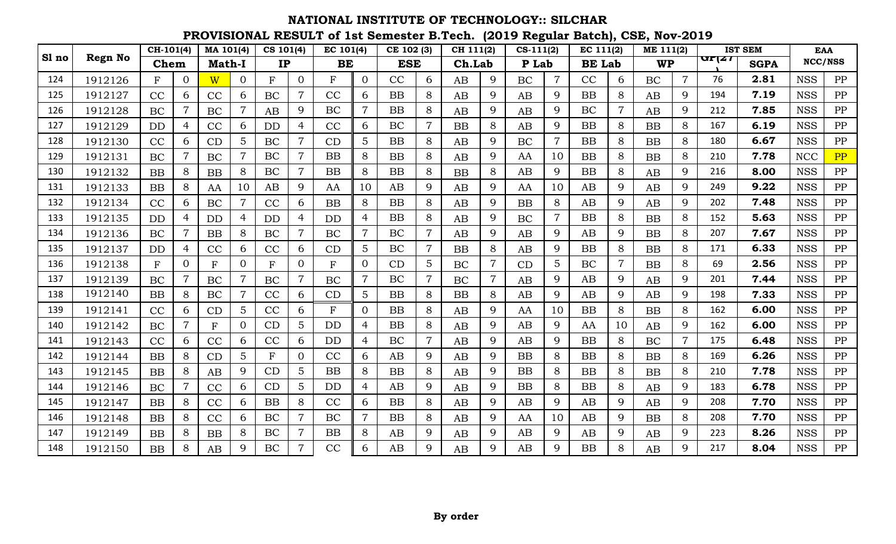# NATIONAL INSTITUTE OF TECHNOLOGY:: SILCHAR

## PROVISIONAL RESULT of 1st Semester B.Tech. (2019 Regular Batch), CSE, Nov-2019

| Sl no | Regn No | CH-101(4) | | MA 101(4) | | CS 101(4) | | EC 101(4) | | CE 102 (3) | | CH 111(2) | | CS-111(2) | | EC 111(2) | | ME 111(2) | | IST SEM | | EAA | |
|---|---|---|---|---|---|---|---|---|---|---|---|---|---|---|---|---|---|---|---|---|---|---|---|
| | | Chem | | Math-I | | IP | | BE | | ESE | | Ch.Lab | | P Lab | | BE Lab | | WP | | GP(27) | SGPA | NCC/NSS | |
| 124 | 1912126 | F | 0 | W | 0 | F | 0 | F | 0 | CC | 6 | AB | 9 | BC | 7 | CC | 6 | BC | 7 | 76 | **2.81** | NSS | PP |
| 125 | 1912127 | CC | 6 | CC | 6 | BC | 7 | CC | 6 | BB | 8 | AB | 9 | AB | 9 | BB | 8 | AB | 9 | 194 | **7.19** | NSS | PP |
| 126 | 1912128 | BC | 7 | BC | 7 | AB | 9 | BC | 7 | BB | 8 | AB | 9 | AB | 9 | BC | 7 | AB | 9 | 212 | **7.85** | NSS | PP |
| 127 | 1912129 | DD | 4 | CC | 6 | DD | 4 | CC | 6 | BC | 7 | BB | 8 | AB | 9 | BB | 8 | BB | 8 | 167 | **6.19** | NSS | PP |
| 128 | 1912130 | CC | 6 | CD | 5 | BC | 7 | CD | 5 | BB | 8 | AB | 9 | BC | 7 | BB | 8 | BB | 8 | 180 | **6.67** | NSS | PP |
| 129 | 1912131 | BC | 7 | BC | 7 | BC | 7 | BB | 8 | BB | 8 | AB | 9 | AA | 10 | BB | 8 | BB | 8 | 210 | **7.78** | NCC | PP |
| 130 | 1912132 | BB | 8 | BB | 8 | BC | 7 | BB | 8 | BB | 8 | BB | 8 | AB | 9 | BB | 8 | AB | 9 | 216 | **8.00** | NSS | PP |
| 131 | 1912133 | BB | 8 | AA | 10 | AB | 9 | AA | 10 | AB | 9 | AB | 9 | AA | 10 | AB | 9 | AB | 9 | 249 | **9.22** | NSS | PP |
| 132 | 1912134 | CC | 6 | BC | 7 | CC | 6 | BB | 8 | BB | 8 | AB | 9 | BB | 8 | AB | 9 | AB | 9 | 202 | **7.48** | NSS | PP |
| 133 | 1912135 | DD | 4 | DD | 4 | DD | 4 | DD | 4 | BB | 8 | AB | 9 | BC | 7 | BB | 8 | BB | 8 | 152 | **5.63** | NSS | PP |
| 134 | 1912136 | BC | 7 | BB | 8 | BC | 7 | BC | 7 | BC | 7 | AB | 9 | AB | 9 | AB | 9 | BB | 8 | 207 | **7.67** | NSS | PP |
| 135 | 1912137 | DD | 4 | CC | 6 | CC | 6 | CD | 5 | BC | 7 | BB | 8 | AB | 9 | BB | 8 | BB | 8 | 171 | **6.33** | NSS | PP |
| 136 | 1912138 | F | 0 | F | 0 | F | 0 | F | 0 | CD | 5 | BC | 7 | CD | 5 | BC | 7 | BB | 8 | 69 | **2.56** | NSS | PP |
| 137 | 1912139 | BC | 7 | BC | 7 | BC | 7 | BC | 7 | BC | 7 | BC | 7 | AB | 9 | AB | 9 | AB | 9 | 201 | **7.44** | NSS | PP |
| 138 | 1912140 | BB | 8 | BC | 7 | CC | 6 | CD | 5 | BB | 8 | BB | 8 | AB | 9 | AB | 9 | AB | 9 | 198 | **7.33** | NSS | PP |
| 139 | 1912141 | CC | 6 | CD | 5 | CC | 6 | F | 0 | BB | 8 | AB | 9 | AA | 10 | BB | 8 | BB | 8 | 162 | **6.00** | NSS | PP |
| 140 | 1912142 | BC | 7 | F | 0 | CD | 5 | DD | 4 | BB | 8 | AB | 9 | AB | 9 | AA | 10 | AB | 9 | 162 | **6.00** | NSS | PP |
| 141 | 1912143 | CC | 6 | CC | 6 | CC | 6 | DD | 4 | BC | 7 | AB | 9 | AB | 9 | BB | 8 | BC | 7 | 175 | **6.48** | NSS | PP |
| 142 | 1912144 | BB | 8 | CD | 5 | F | 0 | CC | 6 | AB | 9 | AB | 9 | BB | 8 | BB | 8 | BB | 8 | 169 | **6.26** | NSS | PP |
| 143 | 1912145 | BB | 8 | AB | 9 | CD | 5 | BB | 8 | BB | 8 | AB | 9 | BB | 8 | BB | 8 | BB | 8 | 210 | **7.78** | NSS | PP |
| 144 | 1912146 | BC | 7 | CC | 6 | CD | 5 | DD | 4 | AB | 9 | AB | 9 | BB | 8 | BB | 8 | AB | 9 | 183 | **6.78** | NSS | PP |
| 145 | 1912147 | BB | 8 | CC | 6 | BB | 8 | CC | 6 | BB | 8 | AB | 9 | AB | 9 | AB | 9 | AB | 9 | 208 | **7.70** | NSS | PP |
| 146 | 1912148 | BB | 8 | CC | 6 | BC | 7 | BC | 7 | BB | 8 | AB | 9 | AA | 10 | AB | 9 | BB | 8 | 208 | **7.70** | NSS | PP |
| 147 | 1912149 | BB | 8 | BB | 8 | BC | 7 | BB | 8 | AB | 9 | AB | 9 | AB | 9 | AB | 9 | AB | 9 | 223 | **8.26** | NSS | PP |
| 148 | 1912150 | BB | 8 | AB | 9 | BC | 7 | CC | 6 | AB | 9 | AB | 9 | AB | 9 | BB | 8 | AB | 9 | 217 | **8.04** | NSS | PP |

**By order**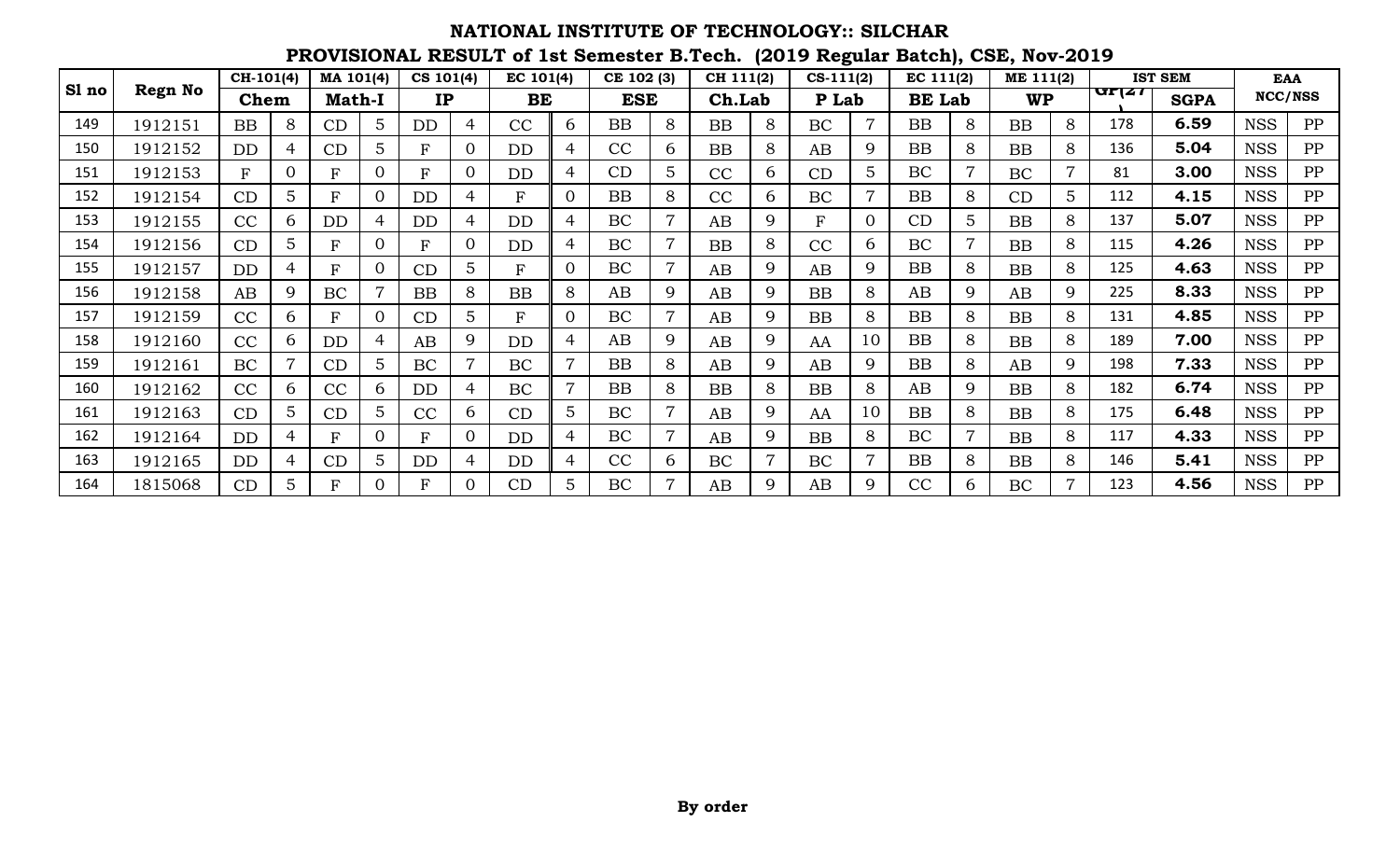# NATIONAL INSTITUTE OF TECHNOLOGY:: SILCHAR

## PROVISIONAL RESULT of 1st Semester B.Tech. (2019 Regular Batch), CSE, Nov-2019

| Sl no | Regn No | CH-101(4) | | MA 101(4) | | CS 101(4) | | EC 101(4) | | CE 102 (3) | | CH 111(2) | | CS-111(2) | | EC 111(2) | | ME 111(2) | | IST SEM | | EAA | |
|---|---|---|---|---|---|---|---|---|---|---|---|---|---|---|---|---|---|---|---|---|---|---|---|
| | | Chem | | Math-I | | IP | | BE | | ESE | | Ch.Lab | | P Lab | | BE Lab | | WP | | GP(27) | SGPA | NCC/NSS | |
| 149 | 1912151 | BB | 8 | CD | 5 | DD | 4 | CC | 6 | BB | 8 | BB | 8 | BC | 7 | BB | 8 | BB | 8 | 178 | **6.59** | NSS | PP |
| 150 | 1912152 | DD | 4 | CD | 5 | F | 0 | DD | 4 | CC | 6 | BB | 8 | AB | 9 | BB | 8 | BB | 8 | 136 | **5.04** | NSS | PP |
| 151 | 1912153 | F | 0 | F | 0 | F | 0 | DD | 4 | CD | 5 | CC | 6 | CD | 5 | BC | 7 | BC | 7 | 81 | **3.00** | NSS | PP |
| 152 | 1912154 | CD | 5 | F | 0 | DD | 4 | F | 0 | BB | 8 | CC | 6 | BC | 7 | BB | 8 | CD | 5 | 112 | **4.15** | NSS | PP |
| 153 | 1912155 | CC | 6 | DD | 4 | DD | 4 | DD | 4 | BC | 7 | AB | 9 | F | 0 | CD | 5 | BB | 8 | 137 | **5.07** | NSS | PP |
| 154 | 1912156 | CD | 5 | F | 0 | F | 0 | DD | 4 | BC | 7 | BB | 8 | CC | 6 | BC | 7 | BB | 8 | 115 | **4.26** | NSS | PP |
| 155 | 1912157 | DD | 4 | F | 0 | CD | 5 | F | 0 | BC | 7 | AB | 9 | AB | 9 | BB | 8 | BB | 8 | 125 | **4.63** | NSS | PP |
| 156 | 1912158 | AB | 9 | BC | 7 | BB | 8 | BB | 8 | AB | 9 | AB | 9 | BB | 8 | AB | 9 | AB | 9 | 225 | **8.33** | NSS | PP |
| 157 | 1912159 | CC | 6 | F | 0 | CD | 5 | F | 0 | BC | 7 | AB | 9 | BB | 8 | BB | 8 | BB | 8 | 131 | **4.85** | NSS | PP |
| 158 | 1912160 | CC | 6 | DD | 4 | AB | 9 | DD | 4 | AB | 9 | AB | 9 | AA | 10 | BB | 8 | BB | 8 | 189 | **7.00** | NSS | PP |
| 159 | 1912161 | BC | 7 | CD | 5 | BC | 7 | BC | 7 | BB | 8 | AB | 9 | AB | 9 | BB | 8 | AB | 9 | 198 | **7.33** | NSS | PP |
| 160 | 1912162 | CC | 6 | CC | 6 | DD | 4 | BC | 7 | BB | 8 | BB | 8 | BB | 8 | AB | 9 | BB | 8 | 182 | **6.74** | NSS | PP |
| 161 | 1912163 | CD | 5 | CD | 5 | CC | 6 | CD | 5 | BC | 7 | AB | 9 | AA | 10 | BB | 8 | BB | 8 | 175 | **6.48** | NSS | PP |
| 162 | 1912164 | DD | 4 | F | 0 | F | 0 | DD | 4 | BC | 7 | AB | 9 | BB | 8 | BC | 7 | BB | 8 | 117 | **4.33** | NSS | PP |
| 163 | 1912165 | DD | 4 | CD | 5 | DD | 4 | DD | 4 | CC | 6 | BC | 7 | BC | 7 | BB | 8 | BB | 8 | 146 | **5.41** | NSS | PP |
| 164 | 1815068 | CD | 5 | F | 0 | F | 0 | CD | 5 | BC | 7 | AB | 9 | AB | 9 | CC | 6 | BC | 7 | 123 | **4.56** | NSS | PP |

**By order**